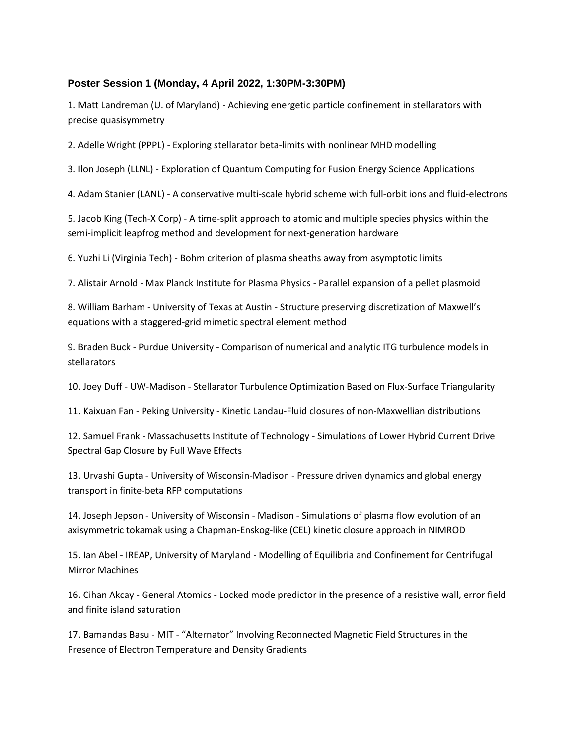### Poster Session 1 (Monday, 4 April 2022, 1:30PM-3:30PM)

1. Matt Landreman (U. of Maryland) - Achieving energetic particle confinement in stellarators with precise quasisymmetry

2. Adelle Wright (PPPL) - Exploring stellarator beta-limits with nonlinear MHD modelling

3. Ilon Joseph (LLNL) - Exploration of Quantum Computing for Fusion Energy Science Applications

4. Adam Stanier (LANL) - A conservative multi-scale hybrid scheme with full-orbit ions and fluid-electrons

5. Jacob King (Tech-X Corp) - A time-split approach to atomic and multiple species physics within the semi-implicit leapfrog method and development for next-generation hardware

6. Yuzhi Li (Virginia Tech) - Bohm criterion of plasma sheaths away from asymptotic limits

7. Alistair Arnold - Max Planck Institute for Plasma Physics - Parallel expansion of a pellet plasmoid

8. William Barham - University of Texas at Austin - Structure preserving discretization of Maxwell's equations with a staggered-grid mimetic spectral element method

9. Braden Buck - Purdue University - Comparison of numerical and analytic ITG turbulence models in stellarators

10. Joey Duff - UW-Madison - Stellarator Turbulence Optimization Based on Flux-Surface Triangularity

11. Kaixuan Fan - Peking University - Kinetic Landau-Fluid closures of non-Maxwellian distributions

12. Samuel Frank - Massachusetts Institute of Technology - Simulations of Lower Hybrid Current Drive Spectral Gap Closure by Full Wave Effects

13. Urvashi Gupta - University of Wisconsin-Madison - Pressure driven dynamics and global energy transport in finite-beta RFP computations

14. Joseph Jepson - University of Wisconsin - Madison - Simulations of plasma flow evolution of an axisymmetric tokamak using a Chapman-Enskog-like (CEL) kinetic closure approach in NIMROD

15. Ian Abel - IREAP, University of Maryland - Modelling of Equilibria and Confinement for Centrifugal Mirror Machines

16. Cihan Akcay - General Atomics - Locked mode predictor in the presence of a resistive wall, error field and finite island saturation

17. Bamandas Basu - MIT - "Alternator" Involving Reconnected Magnetic Field Structures in the Presence of Electron Temperature and Density Gradients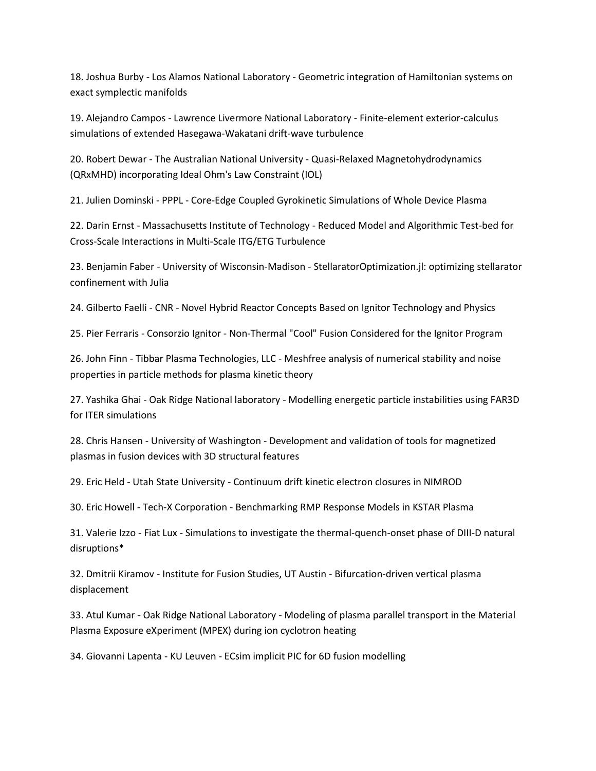18. Joshua Burby - Los Alamos National Laboratory - Geometric integration of Hamiltonian systems on exact symplectic manifolds

19. Alejandro Campos - Lawrence Livermore National Laboratory - Finite-element exterior-calculus simulations of extended Hasegawa-Wakatani drift-wave turbulence

20. Robert Dewar - The Australian National University - Quasi-Relaxed Magnetohydrodynamics (QRxMHD) incorporating Ideal Ohm's Law Constraint (IOL)

21. Julien Dominski - PPPL - Core-Edge Coupled Gyrokinetic Simulations of Whole Device Plasma

22. Darin Ernst - Massachusetts Institute of Technology - Reduced Model and Algorithmic Test-bed for Cross-Scale Interactions in Multi-Scale ITG/ETG Turbulence

23. Benjamin Faber - University of Wisconsin-Madison - StellaratorOptimization.jl: optimizing stellarator confinement with Julia

24. Gilberto Faelli - CNR - Novel Hybrid Reactor Concepts Based on Ignitor Technology and Physics

25. Pier Ferraris - Consorzio Ignitor - Non-Thermal "Cool" Fusion Considered for the Ignitor Program

26. John Finn - Tibbar Plasma Technologies, LLC - Meshfree analysis of numerical stability and noise properties in particle methods for plasma kinetic theory

27. Yashika Ghai - Oak Ridge National laboratory - Modelling energetic particle instabilities using FAR3D for ITER simulations

28. Chris Hansen - University of Washington - Development and validation of tools for magnetized plasmas in fusion devices with 3D structural features

29. Eric Held - Utah State University - Continuum drift kinetic electron closures in NIMROD

30. Eric Howell - Tech-X Corporation - Benchmarking RMP Response Models in KSTAR Plasma

31. Valerie Izzo - Fiat Lux - Simulations to investigate the thermal-quench-onset phase of DIII-D natural disruptions*

32. Dmitrii Kiramov - Institute for Fusion Studies, UT Austin - Bifurcation-driven vertical plasma displacement

33. Atul Kumar - Oak Ridge National Laboratory - Modeling of plasma parallel transport in the Material Plasma Exposure eXperiment (MPEX) during ion cyclotron heating

34. Giovanni Lapenta - KU Leuven - ECsim implicit PIC for 6D fusion modelling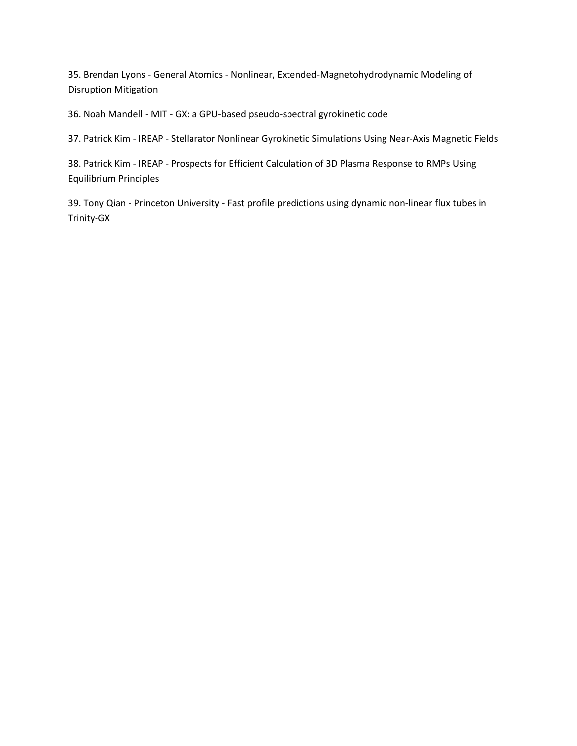35. Brendan Lyons - General Atomics - Nonlinear, Extended-Magnetohydrodynamic Modeling of Disruption Mitigation

36. Noah Mandell - MIT - GX: a GPU-based pseudo-spectral gyrokinetic code

37. Patrick Kim - IREAP - Stellarator Nonlinear Gyrokinetic Simulations Using Near-Axis Magnetic Fields

38. Patrick Kim - IREAP - Prospects for Efficient Calculation of 3D Plasma Response to RMPs Using Equilibrium Principles

39. Tony Qian - Princeton University - Fast profile predictions using dynamic non-linear flux tubes in Trinity-GX